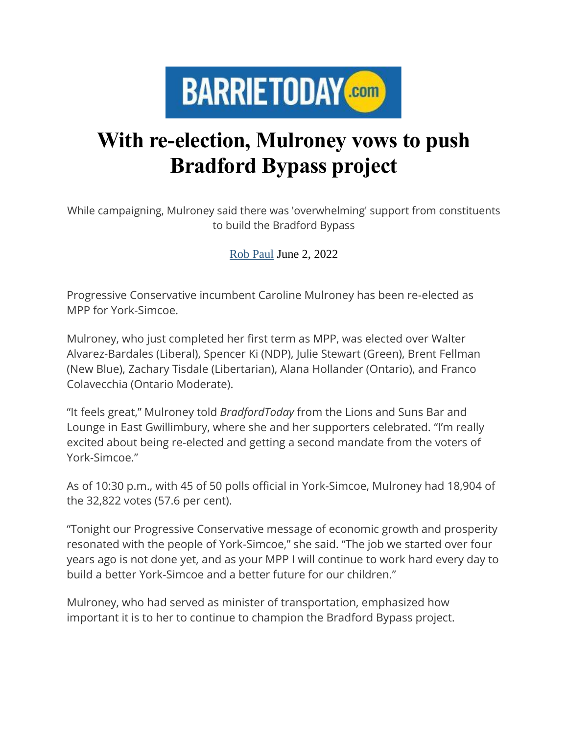BARRIETODAY.com

# With re-election, Mulroney vows to push Bradford Bypass project

While campaigning, Mulroney said there was 'overwhelming' support from constituents to build the Bradford Bypass

Rob Paul June 2, 2022

Progressive Conservative incumbent Caroline Mulroney has been re-elected as MPP for York-Simcoe.

Mulroney, who just completed her first term as MPP, was elected over Walter Alvarez-Bardales (Liberal), Spencer Ki (NDP), Julie Stewart (Green), Brent Fellman (New Blue), Zachary Tisdale (Libertarian), Alana Hollander (Ontario), and Franco Colavecchia (Ontario Moderate).

"It feels great," Mulroney told *BradfordToday* from the Lions and Suns Bar and Lounge in East Gwillimbury, where she and her supporters celebrated. "I'm really excited about being re-elected and getting a second mandate from the voters of York-Simcoe."

As of 10:30 p.m., with 45 of 50 polls official in York-Simcoe, Mulroney had 18,904 of the 32,822 votes (57.6 per cent).

"Tonight our Progressive Conservative message of economic growth and prosperity resonated with the people of York-Simcoe," she said. "The job we started over four years ago is not done yet, and as your MPP I will continue to work hard every day to build a better York-Simcoe and a better future for our children."

Mulroney, who had served as minister of transportation, emphasized how important it is to her to continue to champion the Bradford Bypass project.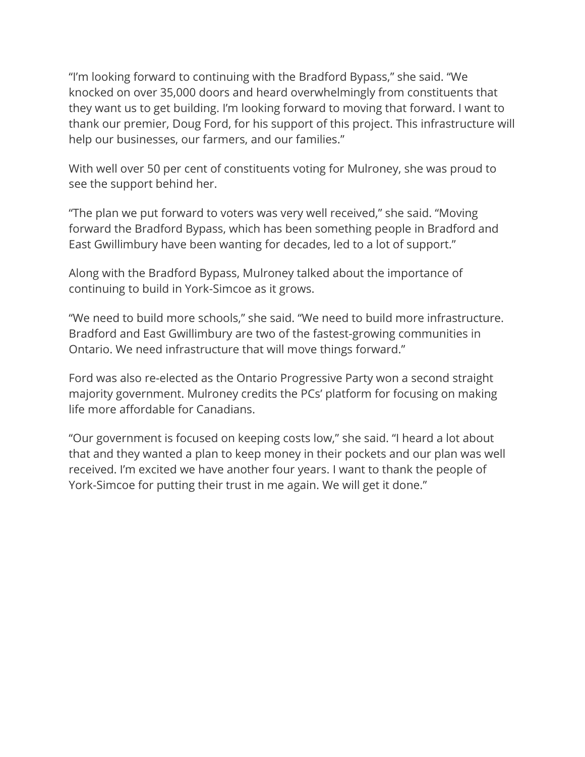"I'm looking forward to continuing with the Bradford Bypass," she said. "We knocked on over 35,000 doors and heard overwhelmingly from constituents that they want us to get building. I'm looking forward to moving that forward. I want to thank our premier, Doug Ford, for his support of this project. This infrastructure will help our businesses, our farmers, and our families."

With well over 50 per cent of constituents voting for Mulroney, she was proud to see the support behind her.

"The plan we put forward to voters was very well received," she said. "Moving forward the Bradford Bypass, which has been something people in Bradford and East Gwillimbury have been wanting for decades, led to a lot of support."

Along with the Bradford Bypass, Mulroney talked about the importance of continuing to build in York-Simcoe as it grows.

"We need to build more schools," she said. "We need to build more infrastructure. Bradford and East Gwillimbury are two of the fastest-growing communities in Ontario. We need infrastructure that will move things forward."

Ford was also re-elected as the Ontario Progressive Party won a second straight majority government. Mulroney credits the PCs' platform for focusing on making life more affordable for Canadians.

"Our government is focused on keeping costs low," she said. "I heard a lot about that and they wanted a plan to keep money in their pockets and our plan was well received. I'm excited we have another four years. I want to thank the people of York-Simcoe for putting their trust in me again. We will get it done."